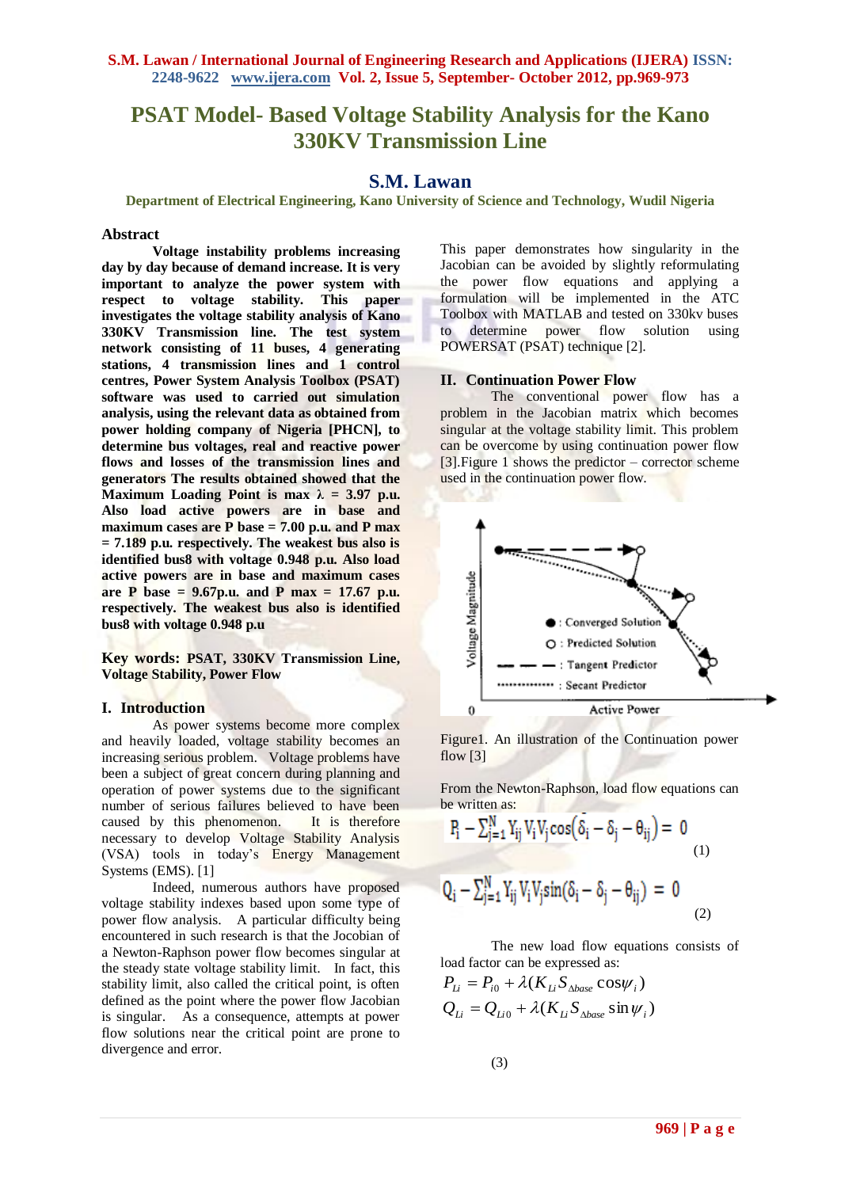# PSAT Model- Based Voltage Stability Analysis for the Kano 330KV Transmission Line

## S.M. Lawan

Department of Electrical Engineering, Kano University of Science and Technology, Wudil Nigeria

### Abstract

**Voltage instability problems increasing day by day because of demand increase. It is very important to analyze the power system with respect to voltage stability. This paper investigates the voltage stability analysis of Kano 330KV Transmission line. The test system network consisting of 11 buses, 4 generating stations, 4 transmission lines and 1 control centres, Power System Analysis Toolbox (PSAT) software was used to carried out simulation analysis, using the relevant data as obtained from power holding company of Nigeria [PHCN], to determine bus voltages, real and reactive power flows and losses of the transmission lines and generators The results obtained showed that the Maximum Loading Point is max λ = 3.97 p.u. Also load active powers are in base and maximum cases are P base = 7.00 p.u. and P max = 7.189 p.u. respectively. The weakest bus also is identified bus8 with voltage 0.948 p.u. Also load active powers are in base and maximum cases are P base = 9.67p.u. and P max = 17.67 p.u. respectively. The weakest bus also is identified bus8 with voltage 0.948 p.u**

**Key words: PSAT, 330KV Transmission Line, Voltage Stability, Power Flow**

## I. Introduction

As power systems become more complex and heavily loaded, voltage stability becomes an increasing serious problem. Voltage problems have been a subject of great concern during planning and operation of power systems due to the significant number of serious failures believed to have been caused by this phenomenon. It is therefore necessary to develop Voltage Stability Analysis (VSA) tools in today's Energy Management Systems (EMS). [1]

Indeed, numerous authors have proposed voltage stability indexes based upon some type of power flow analysis. A particular difficulty being encountered in such research is that the Jocobian of a Newton-Raphson power flow becomes singular at the steady state voltage stability limit. In fact, this stability limit, also called the critical point, is often defined as the point where the power flow Jacobian is singular. As a consequence, attempts at power flow solutions near the critical point are prone to divergence and error.

This paper demonstrates how singularity in the Jacobian can be avoided by slightly reformulating the power flow equations and applying a formulation will be implemented in the ATC Toolbox with MATLAB and tested on 330kv buses to determine power flow solution using POWERSAT (PSAT) technique [2].

## II. Continuation Power Flow

The conventional power flow has a problem in the Jacobian matrix which becomes singular at the voltage stability limit. This problem can be overcome by using continuation power flow [3].Figure 1 shows the predictor – corrector scheme used in the continuation power flow.

Figure1. An illustration of the Continuation power flow [3]

From the Newton-Raphson, load flow equations can be written as:

$$P_i - \sum_{j=1}^{N} Y_{ij} V_i V_j \cos(\delta_i - \delta_j - \theta_{ij}) = 0 \quad (1)$$

$$Q_i - \sum_{j=1}^{N} Y_{ij} V_i V_j \sin(\delta_i - \delta_j - \theta_{ij}) = 0 \quad (2)$$

The new load flow equations consists of load factor can be expressed as:

$$P_{Li} = P_{i0} + \lambda (K_{Li} S_{\Delta base} \cos \psi_i)$$
$$Q_{Li} = Q_{Li0} + \lambda (K_{Li} S_{\Delta base} \sin \psi_i) \quad (3)$$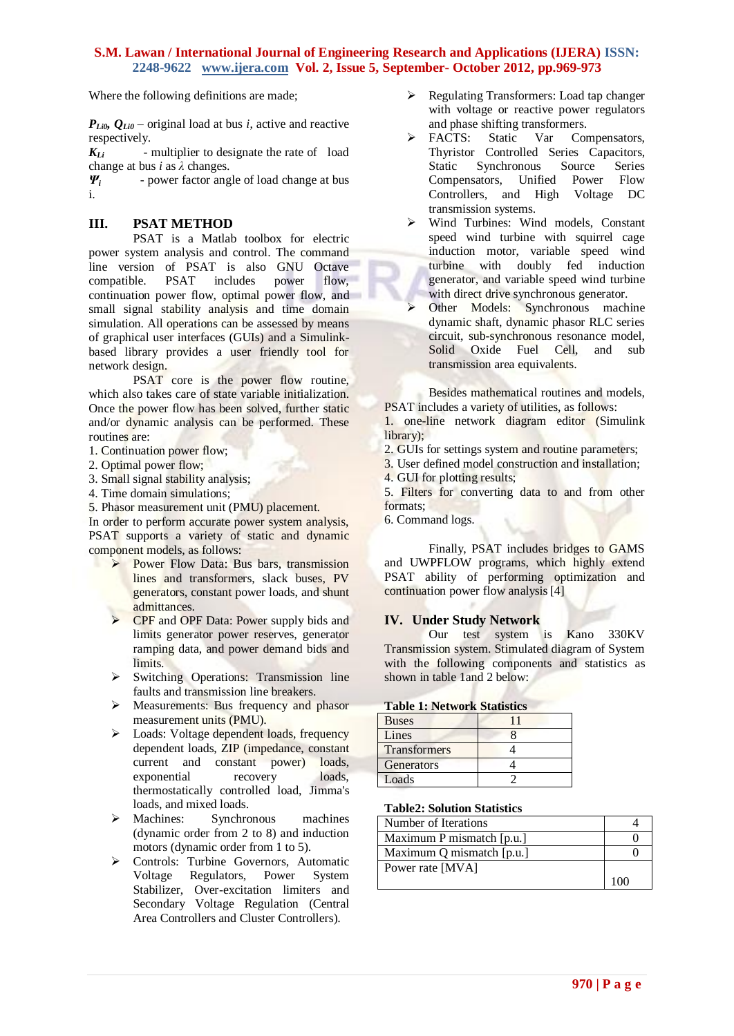Where the following definitions are made;

$P_{Li0}$, $Q_{Li0}$ – original load at bus *i*, active and reactive respectively.

$K_{Li}$ - multiplier to designate the rate of load change at bus *i* as $\lambda$ changes.

$\Psi_i$ - power factor angle of load change at bus i.

## III. PSAT METHOD

PSAT is a Matlab toolbox for electric power system analysis and control. The command line version of PSAT is also GNU Octave compatible. PSAT includes power flow, continuation power flow, optimal power flow, and small signal stability analysis and time domain simulation. All operations can be assessed by means of graphical user interfaces (GUIs) and a Simulink-based library provides a user friendly tool for network design.

PSAT core is the power flow routine, which also takes care of state variable initialization. Once the power flow has been solved, further static and/or dynamic analysis can be performed. These routines are:

1. Continuation power flow;
2. Optimal power flow;
3. Small signal stability analysis;
4. Time domain simulations;
5. Phasor measurement unit (PMU) placement.

In order to perform accurate power system analysis, PSAT supports a variety of static and dynamic component models, as follows:

- Power Flow Data: Bus bars, transmission lines and transformers, slack buses, PV generators, constant power loads, and shunt admittances.
- CPF and OPF Data: Power supply bids and limits generator power reserves, generator ramping data, and power demand bids and limits.
- Switching Operations: Transmission line faults and transmission line breakers.
- Measurements: Bus frequency and phasor measurement units (PMU).
- Loads: Voltage dependent loads, frequency dependent loads, ZIP (impedance, constant current and constant power) loads, exponential recovery loads, thermostatically controlled load, Jimma's loads, and mixed loads.
- Machines: Synchronous machines (dynamic order from 2 to 8) and induction motors (dynamic order from 1 to 5).
- Controls: Turbine Governors, Automatic Voltage Regulators, Power System Stabilizer, Over-excitation limiters and Secondary Voltage Regulation (Central Area Controllers and Cluster Controllers).
- Regulating Transformers: Load tap changer with voltage or reactive power regulators and phase shifting transformers.
- FACTS: Static Var Compensators, Thyristor Controlled Series Capacitors, Static Synchronous Source Series Compensators, Unified Power Flow Controllers, and High Voltage DC transmission systems.
- Wind Turbines: Wind models, Constant speed wind turbine with squirrel cage induction motor, variable speed wind turbine with doubly fed induction generator, and variable speed wind turbine with direct drive synchronous generator.
- Other Models: Synchronous machine dynamic shaft, dynamic phasor RLC series circuit, sub-synchronous resonance model, Solid Oxide Fuel Cell, and sub transmission area equivalents.

Besides mathematical routines and models, PSAT includes a variety of utilities, as follows:

1. one-line network diagram editor (Simulink library);
2. GUIs for settings system and routine parameters;
3. User defined model construction and installation;
4. GUI for plotting results;
5. Filters for converting data to and from other formats;
6. Command logs.

Finally, PSAT includes bridges to GAMS and UWPFLOW programs, which highly extend PSAT ability of performing optimization and continuation power flow analysis [4]

## IV. Under Study Network

Our test system is Kano 330KV Transmission system. Stimulated diagram of System with the following components and statistics as shown in table 1and 2 below:

**Table 1: Network Statistics**

| | |
|---|---|
| Buses | 11 |
| Lines | 8 |
| Transformers | 4 |
| Generators | 4 |
| Loads | 2 |

**Table2: Solution Statistics**

| | |
|---|---|
| Number of Iterations | 4 |
| Maximum P mismatch [p.u.] | 0 |
| Maximum Q mismatch [p.u.] | 0 |
| Power rate [MVA] | 100 |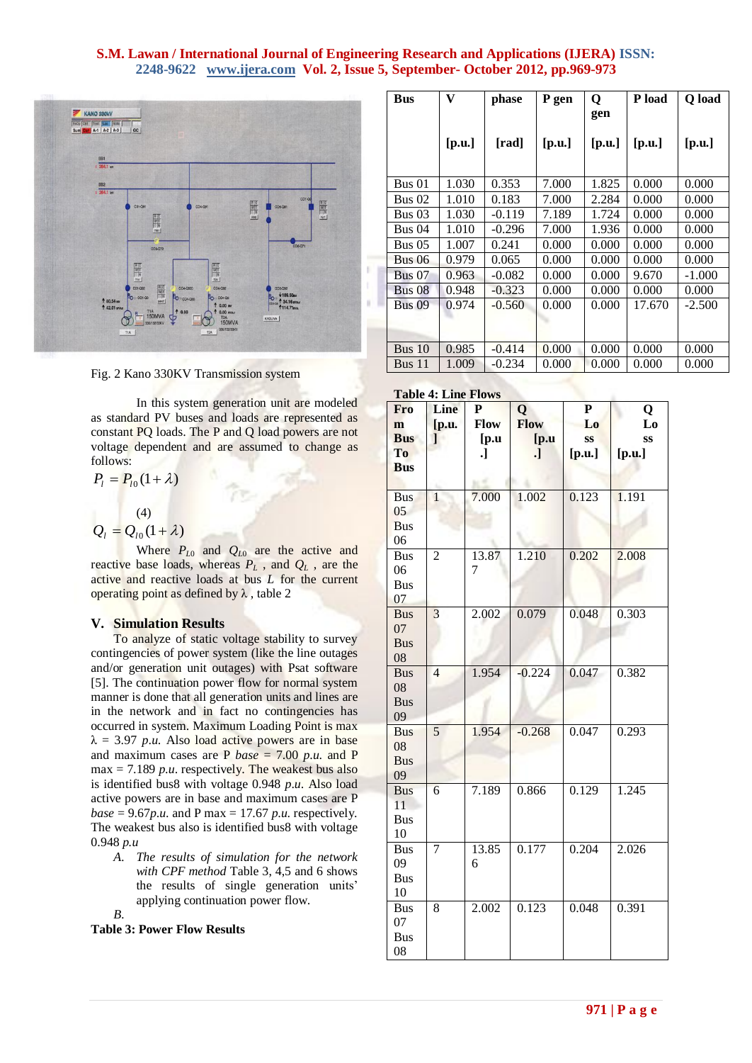Fig. 2 Kano 330KV Transmission system

In this system generation unit are modeled as standard PV buses and loads are represented as constant PQ loads. The P and Q load powers are not voltage dependent and are assumed to change as follows:

$$P_l = P_{l0}(1+\lambda)$$

(4)

$$Q_l = Q_{l0}(1+\lambda)$$

Where $P_{L0}$ and $Q_{L0}$ are the active and reactive base loads, whereas $P_L$ , and $Q_L$ , are the active and reactive loads at bus $L$ for the current operating point as defined by $\lambda$ , table 2

## V. Simulation Results

To analyze of static voltage stability to survey contingencies of power system (like the line outages and/or generation unit outages) with Psat software [5]. The continuation power flow for normal system manner is done that all generation units and lines are in the network and in fact no contingencies has occurred in system. Maximum Loading Point is max $\lambda$ = 3.97 *p.u.* Also load active powers are in base and maximum cases are P *base* = 7.00 *p.u.* and P max = 7.189 *p.u.* respectively. The weakest bus also is identified bus8 with voltage 0.948 *p.u.* Also load active powers are in base and maximum cases are P *base* = 9.67*p.u.* and P max = 17.67 *p.u.* respectively. The weakest bus also is identified bus8 with voltage 0.948 *p.u*

A. *The results of simulation for the network with CPF method* Table 3, 4,5 and 6 shows the results of single generation units' applying continuation power flow.

B.

**Table 3: Power Flow Results**

| Bus | V [p.u.] | phase [rad] | P gen [p.u.] | Q gen [p.u.] | P load [p.u.] | Q load [p.u.] |
|---|---|---|---|---|---|---|
| Bus 01 | 1.030 | 0.353 | 7.000 | 1.825 | 0.000 | 0.000 |
| Bus 02 | 1.010 | 0.183 | 7.000 | 2.284 | 0.000 | 0.000 |
| Bus 03 | 1.030 | -0.119 | 7.189 | 1.724 | 0.000 | 0.000 |
| Bus 04 | 1.010 | -0.296 | 7.000 | 1.936 | 0.000 | 0.000 |
| Bus 05 | 1.007 | 0.241 | 0.000 | 0.000 | 0.000 | 0.000 |
| Bus 06 | 0.979 | 0.065 | 0.000 | 0.000 | 0.000 | 0.000 |
| Bus 07 | 0.963 | -0.082 | 0.000 | 0.000 | 9.670 | -1.000 |
| Bus 08 | 0.948 | -0.323 | 0.000 | 0.000 | 0.000 | 0.000 |
| Bus 09 | 0.974 | -0.560 | 0.000 | 0.000 | 17.670 | -2.500 |
| Bus 10 | 0.985 | -0.414 | 0.000 | 0.000 | 0.000 | 0.000 |
| Bus 11 | 1.009 | -0.234 | 0.000 | 0.000 | 0.000 | 0.000 |

**Table 4: Line Flows**

| From Bus To Bus | Line [p.u.] | P Flow [p.u.] | Q Flow [p.u.] | P Loss [p.u.] | Q Loss [p.u.] |
|---|---|---|---|---|---|
| Bus 05 Bus 06 | 1 | 7.000 | 1.002 | 0.123 | 1.191 |
| Bus 06 Bus 07 | 2 | 13.877 | 1.210 | 0.202 | 2.008 |
| Bus 07 Bus 08 | 3 | 2.002 | 0.079 | 0.048 | 0.303 |
| Bus 08 Bus 09 | 4 | 1.954 | -0.224 | 0.047 | 0.382 |
| Bus 08 Bus 09 | 5 | 1.954 | -0.268 | 0.047 | 0.293 |
| Bus 11 Bus 10 | 6 | 7.189 | 0.866 | 0.129 | 1.245 |
| Bus 09 Bus 10 | 7 | 13.856 | 0.177 | 0.204 | 2.026 |
| Bus 07 Bus 08 | 8 | 2.002 | 0.123 | 0.048 | 0.391 |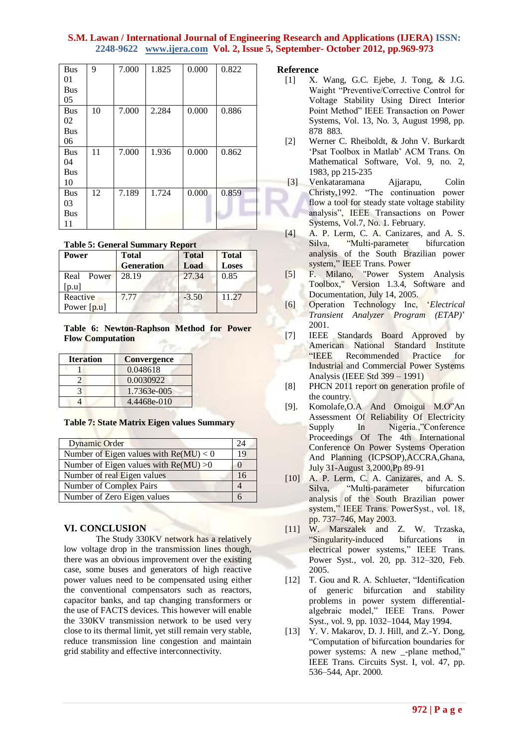| Bus 01 Bus 05 | 9 | 7.000 | 1.825 | 0.000 | 0.822 |
|---|---|---|---|---|---|
| Bus 02 Bus 06 | 10 | 7.000 | 2.284 | 0.000 | 0.886 |
| Bus 04 Bus 10 | 11 | 7.000 | 1.936 | 0.000 | 0.862 |
| Bus 03 Bus 11 | 12 | 7.189 | 1.724 | 0.000 | 0.859 |

**Table 5: General Summary Report**

| Power | Total Generation | Total Load | Total Loses |
|---|---|---|---|
| Real Power [p.u] | 28.19 | 27.34 | 0.85 |
| Reactive Power [p.u] | 7.77 | -3.50 | 11.27 |

**Table 6: Newton-Raphson Method for Power Flow Computation**

| Iteration | Convergence |
|---|---|
| 1 | 0.048618 |
| 2 | 0.0030922 |
| 3 | 1.7363e-005 |
| 4 | 4.4468e-010 |

**Table 7: State Matrix Eigen values Summary**

| Dynamic Order | 24 |
|---|---|
| Number of Eigen values with Re(MU) < 0 | 19 |
| Number of Eigen values with Re(MU) >0 | 0 |
| Number of real Eigen values | 16 |
| Number of Complex Pairs | 4 |
| Number of Zero Eigen values | 6 |

## VI. CONCLUSION

The Study 330KV network has a relatively low voltage drop in the transmission lines though, there was an obvious improvement over the existing case, some buses and generators of high reactive power values need to be compensated using either the conventional compensators such as reactors, capacitor banks, and tap changing transformers or the use of FACTS devices. This however will enable the 330KV transmission network to be used very close to its thermal limit, yet still remain very stable, reduce transmission line congestion and maintain grid stability and effective interconnectivity.

## Reference

[1] X. Wang, G.C. Ejebe, J. Tong, & J.G. Waight "Preventive/Corrective Control for Voltage Stability Using Direct Interior Point Method" IEEE Transaction on Power Systems, Vol. 13, No. 3, August 1998, pp. 878 883.

[2] Werner C. Rheiboldt, & John V. Burkardt 'Psat Toolbox in Matlab' ACM Trans. On Mathematical Software, Vol. 9, no. 2, 1983, pp 215-235

[3] Venkataramana Ajjarapu, Colin Christy,1992. "The continuation power flow a tool for steady state voltage stability analysis", IEEE Transactions on Power Systems, Vol.7, No. 1. February.

[4] A. P. Lerm, C. A. Canizares, and A. S. Silva, "Multi-parameter bifurcation analysis of the South Brazilian power system," IEEE Trans. Power

[5] F. Milano, "Power System Analysis Toolbox," Version 1.3.4, Software and Documentation, July 14, 2005.

[6] Operation Technology Inc, '*Electrical Transient Analyzer Program (ETAP)*' 2001.

[7] IEEE Standards Board Approved by American National Standard Institute "IEEE Recommended Practice for Industrial and Commercial Power Systems Analysis (IEEE Std 399 – 1991)

[8] PHCN 2011 report on generation profile of the country.

[9]. Komolafe,O.A And Omoigui M.O"An Assessment Of Reliability Of Electricity Supply In Nigeria.,"Conference Proceedings Of The 4th International Conference On Power Systems Operation And Planning (ICPSOP),ACCRA,Ghana, July 31-August 3,2000,Pp 89-91

[10] A. P. Lerm, C. A. Canizares, and A. S. Silva, "Multi-parameter bifurcation analysis of the South Brazilian power system," IEEE Trans. PowerSyst., vol. 18, pp. 737–746, May 2003.

[11] W. Marszalek and Z. W. Trzaska, "Singularity-induced bifurcations in electrical power systems," IEEE Trans. Power Syst., vol. 20, pp. 312–320, Feb. 2005.

[12] T. Gou and R. A. Schlueter, "Identification of generic bifurcation and stability problems in power system differential-algebraic model," IEEE Trans. Power Syst., vol. 9, pp. 1032–1044, May 1994.

[13] Y. V. Makarov, D. J. Hill, and Z.-Y. Dong, "Computation of bifurcation boundaries for power systems: A new _-plane method," IEEE Trans. Circuits Syst. I, vol. 47, pp. 536–544, Apr. 2000.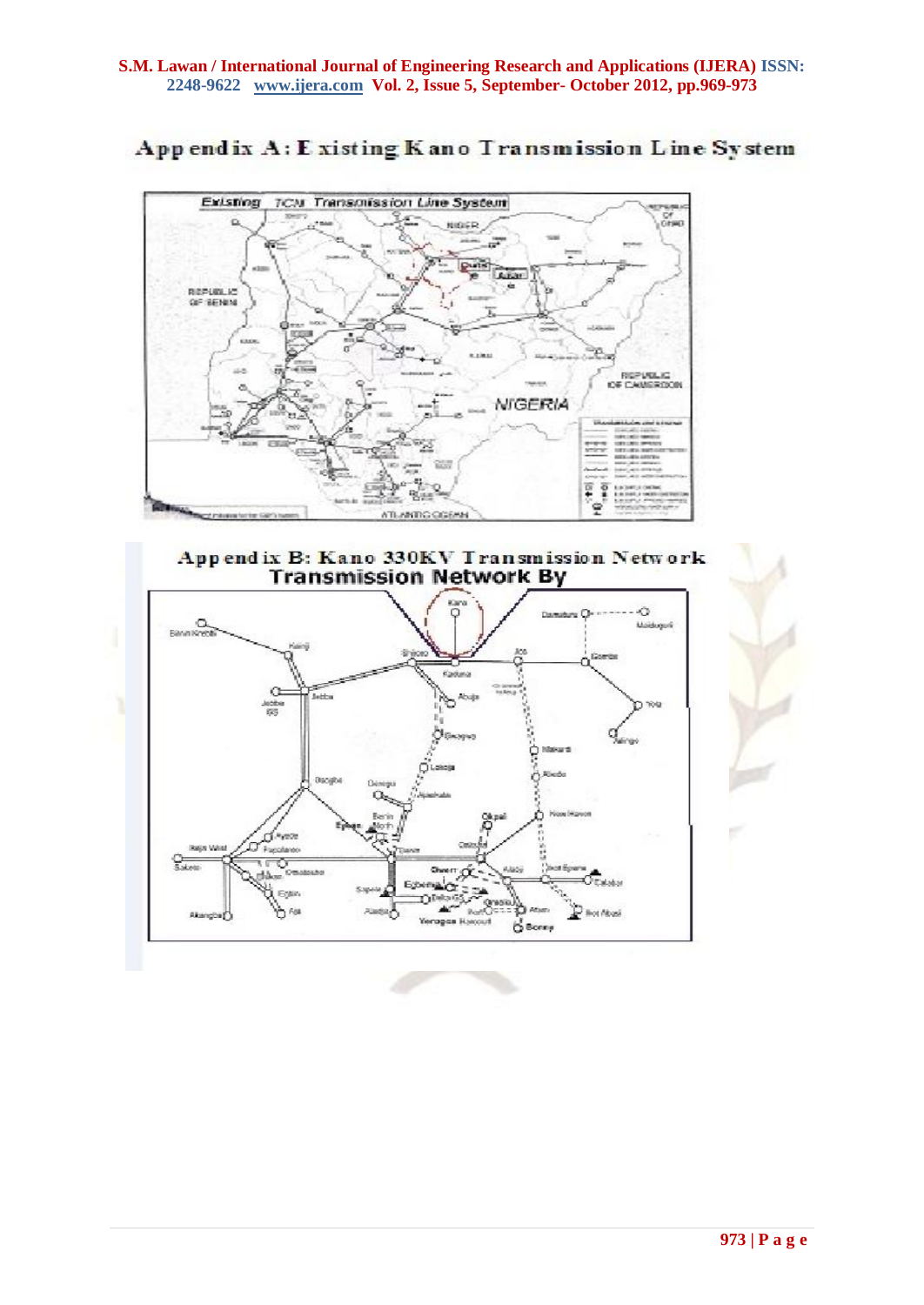## Appendix A: Existing Kano Transmission Line System

Existing TCN Transmission Line System

REPUBLIC OF CHAD

NIGER

REPUBLIC OF BENIN

REPUBLIC OF CAMEROON

NIGERIA

ATLANTIC OCEAN

## Appendix B: Kano 330KV Transmission Network

Transmission Network By

Kano

Birnin Kebbi

Kainji

Shiroro

Jos

Damaturu

Maiduguri

Gombe

Kaduna

Abuja

Yola

Jalingo

Jebba

Jebba GS

Geregu

Lokoja

Makurdi

Aliade

Osogbo

Okpai

New Haven

Ajaokuta

Benin North

Ayede

Papalanto

Ikeja West

Sakete

Omotosho

Egbin

Aja

Akangba

Onitsha

Alaoji

Ikot Ekpene

Calabar

Ikot Abasi

Afam

Bonny

Sapele

Aladja

Egbema

Delta GS

Owerri

Omoku

Port Harcourt